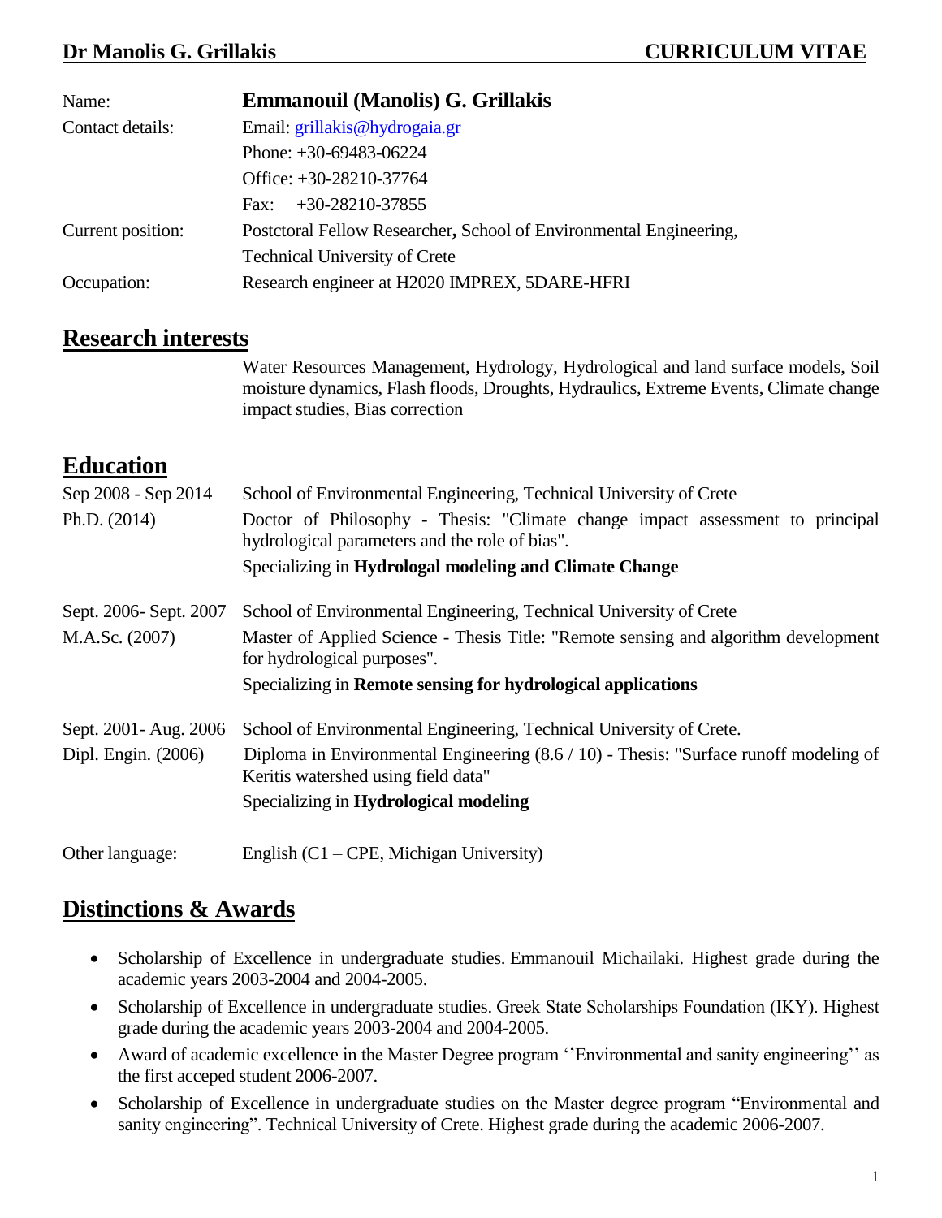**Dr Manolis G. Grillakis** **CURRICULUM VITAE**

| | |
|---|---|
| Name: | **Emmanouil (Manolis) G. Grillakis** |
| Contact details: | Email: grillakis@hydrogaia.gr |
| | Phone: +30-69483-06224 |
| | Office: +30-28210-37764 |
| | Fax: +30-28210-37855 |
| Current position: | Postctoral Fellow Researcher**,** School of Environmental Engineering, Technical University of Crete |
| Occupation: | Research engineer at H2020 IMPREX, 5DARE-HFRI |

## Research interests

Water Resources Management, Hydrology, Hydrological and land surface models, Soil moisture dynamics, Flash floods, Droughts, Hydraulics, Extreme Events, Climate change impact studies, Bias correction

## Education

| | |
|---|---|
| Sep 2008 - Sep 2014 | School of Environmental Engineering, Technical University of Crete |
| Ph.D. (2014) | Doctor of Philosophy - Thesis: "Climate change impact assessment to principal hydrological parameters and the role of bias". |
| | Specializing in **Hydrologal modeling and Climate Change** |
| Sept. 2006- Sept. 2007 | School of Environmental Engineering, Technical University of Crete |
| M.A.Sc. (2007) | Master of Applied Science - Thesis Title: "Remote sensing and algorithm development for hydrological purposes". |
| | Specializing in **Remote sensing for hydrological applications** |
| Sept. 2001- Aug. 2006 | School of Environmental Engineering, Technical University of Crete. |
| Dipl. Engin. (2006) | Diploma in Environmental Engineering (8.6 / 10) - Thesis: "Surface runoff modeling of Keritis watershed using field data" |
| | Specializing in **Hydrological modeling** |

Other language: English (C1 – CPE, Michigan University)

## Distinctions & Awards

- Scholarship of Excellence in undergraduate studies. Emmanouil Michailaki. Highest grade during the academic years 2003-2004 and 2004-2005.
- Scholarship of Excellence in undergraduate studies. Greek State Scholarships Foundation (IKY). Highest grade during the academic years 2003-2004 and 2004-2005.
- Award of academic excellence in the Master Degree program ''Environmental and sanity engineering'' as the first acceped student 2006-2007.
- Scholarship of Excellence in undergraduate studies on the Master degree program "Environmental and sanity engineering". Technical University of Crete. Highest grade during the academic 2006-2007.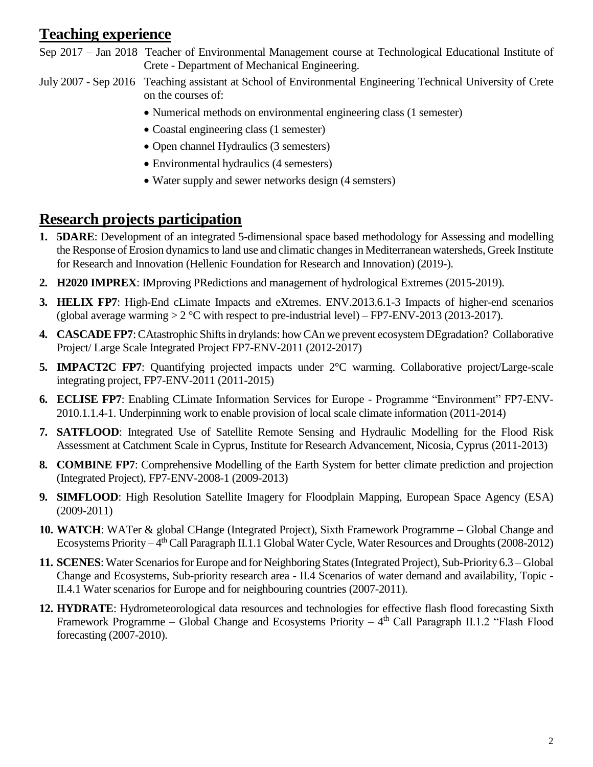## Teaching experience

Sep 2017 – Jan 2018 Teacher of Environmental Management course at Technological Educational Institute of Crete - Department of Mechanical Engineering.

July 2007 - Sep 2016 Teaching assistant at School of Environmental Engineering Technical University of Crete on the courses of:

- Numerical methods on environmental engineering class (1 semester)
- Coastal engineering class (1 semester)
- Open channel Hydraulics (3 semesters)
- Environmental hydraulics (4 semesters)
- Water supply and sewer networks design (4 semsters)

## Research projects participation

1. **5DARE**: Development of an integrated 5-dimensional space based methodology for Assessing and modelling the Response of Erosion dynamics to land use and climatic changes in Mediterranean watersheds, Greek Institute for Research and Innovation (Hellenic Foundation for Research and Innovation) (2019-).
2. **H2020 IMPREX**: IMproving PRedictions and management of hydrological Extremes (2015-2019).
3. **HELIX FP7**: High-End cLimate Impacts and eXtremes. ENV.2013.6.1-3 Impacts of higher-end scenarios (global average warming > 2 °C with respect to pre-industrial level) – FP7-ENV-2013 (2013-2017).
4. **CASCADE FP7**: CAtastrophic Shifts in drylands: how CAn we prevent ecosystem DEgradation? Collaborative Project/ Large Scale Integrated Project FP7-ENV-2011 (2012-2017)
5. **IMPACT2C FP7**: Quantifying projected impacts under 2°C warming. Collaborative project/Large-scale integrating project, FP7-ENV-2011 (2011-2015)
6. **ECLISE FP7**: Enabling CLimate Information Services for Europe - Programme "Environment" FP7-ENV-2010.1.1.4-1. Underpinning work to enable provision of local scale climate information (2011-2014)
7. **SATFLOOD**: Integrated Use of Satellite Remote Sensing and Hydraulic Modelling for the Flood Risk Assessment at Catchment Scale in Cyprus, Institute for Research Advancement, Nicosia, Cyprus (2011-2013)
8. **COMBINE FP7**: Comprehensive Modelling of the Earth System for better climate prediction and projection (Integrated Project), FP7-ENV-2008-1 (2009-2013)
9. **SIMFLOOD**: High Resolution Satellite Imagery for Floodplain Mapping, European Space Agency (ESA) (2009-2011)
10. **WATCH**: WATer & global CHange (Integrated Project), Sixth Framework Programme – Global Change and Ecosystems Priority – 4th Call Paragraph II.1.1 Global Water Cycle, Water Resources and Droughts (2008-2012)
11. **SCENES**: Water Scenarios for Europe and for Neighboring States (Integrated Project), Sub-Priority 6.3 – Global Change and Ecosystems, Sub-priority research area - II.4 Scenarios of water demand and availability, Topic - II.4.1 Water scenarios for Europe and for neighbouring countries (2007-2011).
12. **HYDRATE**: Hydrometeorological data resources and technologies for effective flash flood forecasting Sixth Framework Programme – Global Change and Ecosystems Priority – 4th Call Paragraph II.1.2 "Flash Flood forecasting (2007-2010).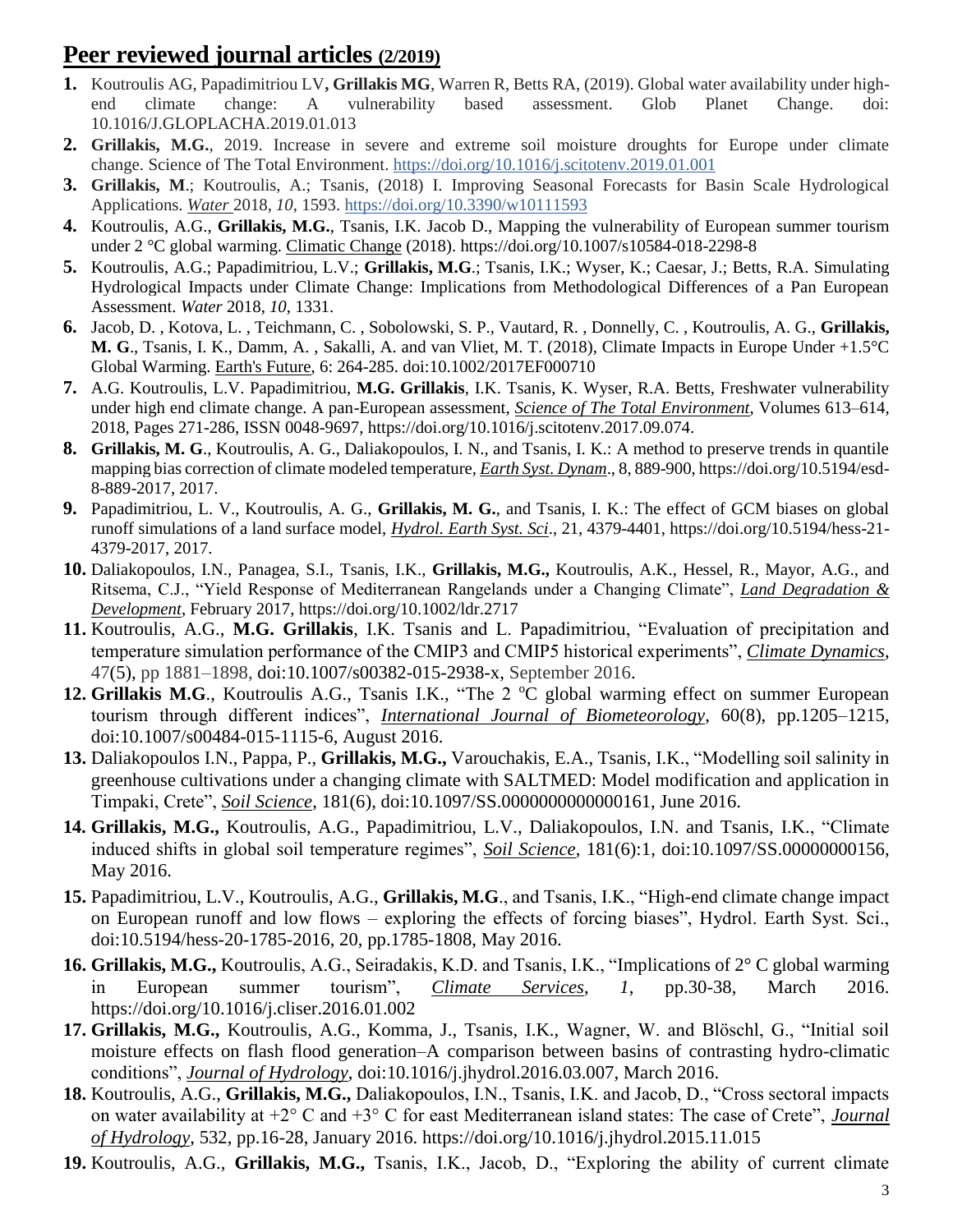## Peer reviewed journal articles (2/2019)

1. Koutroulis AG, Papadimitriou LV, **Grillakis MG**, Warren R, Betts RA, (2019). Global water availability under high-end climate change: A vulnerability based assessment. Glob Planet Change. doi: 10.1016/J.GLOPLACHA.2019.01.013
2. **Grillakis, M.G.**, 2019. Increase in severe and extreme soil moisture droughts for Europe under climate change. Science of The Total Environment. https://doi.org/10.1016/j.scitotenv.2019.01.001
3. **Grillakis, M**.; Koutroulis, A.; Tsanis, (2018) I. Improving Seasonal Forecasts for Basin Scale Hydrological Applications. *Water* 2018, *10*, 1593. https://doi.org/10.3390/w10111593
4. Koutroulis, A.G., **Grillakis, M.G.**, Tsanis, I.K. Jacob D., Mapping the vulnerability of European summer tourism under 2 °C global warming. Climatic Change (2018). https://doi.org/10.1007/s10584-018-2298-8
5. Koutroulis, A.G.; Papadimitriou, L.V.; **Grillakis, M.G**.; Tsanis, I.K.; Wyser, K.; Caesar, J.; Betts, R.A. Simulating Hydrological Impacts under Climate Change: Implications from Methodological Differences of a Pan European Assessment. *Water* 2018, *10*, 1331.
6. Jacob, D. , Kotova, L. , Teichmann, C. , Sobolowski, S. P., Vautard, R. , Donnelly, C. , Koutroulis, A. G., **Grillakis, M. G**., Tsanis, I. K., Damm, A. , Sakalli, A. and van Vliet, M. T. (2018), Climate Impacts in Europe Under +1.5°C Global Warming. Earth's Future, 6: 264-285. doi:10.1002/2017EF000710
7. A.G. Koutroulis, L.V. Papadimitriou, **M.G. Grillakis**, I.K. Tsanis, K. Wyser, R.A. Betts, Freshwater vulnerability under high end climate change. A pan-European assessment, *Science of The Total Environment*, Volumes 613–614, 2018, Pages 271-286, ISSN 0048-9697, https://doi.org/10.1016/j.scitotenv.2017.09.074.
8. **Grillakis, M. G**., Koutroulis, A. G., Daliakopoulos, I. N., and Tsanis, I. K.: A method to preserve trends in quantile mapping bias correction of climate modeled temperature, *Earth Syst. Dynam*., 8, 889-900, https://doi.org/10.5194/esd-8-889-2017, 2017.
9. Papadimitriou, L. V., Koutroulis, A. G., **Grillakis, M. G.**, and Tsanis, I. K.: The effect of GCM biases on global runoff simulations of a land surface model, *Hydrol. Earth Syst. Sci*., 21, 4379-4401, https://doi.org/10.5194/hess-21-4379-2017, 2017.
10. Daliakopoulos, I.N., Panagea, S.I., Tsanis, I.K., **Grillakis, M.G.,** Koutroulis, A.K., Hessel, R., Mayor, A.G., and Ritsema, C.J., "Yield Response of Mediterranean Rangelands under a Changing Climate", *Land Degradation & Development*, February 2017, https://doi.org/10.1002/ldr.2717
11. Koutroulis, A.G., **M.G. Grillakis**, I.K. Tsanis and L. Papadimitriou, "Evaluation of precipitation and temperature simulation performance of the CMIP3 and CMIP5 historical experiments", *Climate Dynamics*, 47(5), pp 1881–1898, doi:10.1007/s00382-015-2938-x, September 2016.
12. **Grillakis M.G**., Koutroulis A.G., Tsanis I.K., "The 2 ºC global warming effect on summer European tourism through different indices", *International Journal of Biometeorology*, 60(8), pp.1205–1215, doi:10.1007/s00484-015-1115-6, August 2016.
13. Daliakopoulos I.N., Pappa, P., **Grillakis, M.G.,** Varouchakis, E.A., Tsanis, I.K., "Modelling soil salinity in greenhouse cultivations under a changing climate with SALTMED: Model modification and application in Timpaki, Crete", *Soil Science*, 181(6), doi:10.1097/SS.0000000000000161, June 2016.
14. **Grillakis, M.G.,** Koutroulis, A.G., Papadimitriou, L.V., Daliakopoulos, I.N. and Tsanis, I.K., "Climate induced shifts in global soil temperature regimes", *Soil Science*, 181(6):1, doi:10.1097/SS.00000000156, May 2016.
15. Papadimitriou, L.V., Koutroulis, A.G., **Grillakis, M.G**., and Tsanis, I.K., "High-end climate change impact on European runoff and low flows – exploring the effects of forcing biases", Hydrol. Earth Syst. Sci., doi:10.5194/hess-20-1785-2016, 20, pp.1785-1808, May 2016.
16. **Grillakis, M.G.,** Koutroulis, A.G., Seiradakis, K.D. and Tsanis, I.K., "Implications of 2° C global warming in European summer tourism", *Climate Services*, *1*, pp.30-38, March 2016. https://doi.org/10.1016/j.cliser.2016.01.002
17. **Grillakis, M.G.,** Koutroulis, A.G., Komma, J., Tsanis, I.K., Wagner, W. and Blöschl, G., "Initial soil moisture effects on flash flood generation–A comparison between basins of contrasting hydro-climatic conditions", *Journal of Hydrology*, doi:10.1016/j.jhydrol.2016.03.007, March 2016.
18. Koutroulis, A.G., **Grillakis, M.G.,** Daliakopoulos, I.N., Tsanis, I.K. and Jacob, D., "Cross sectoral impacts on water availability at +2° C and +3° C for east Mediterranean island states: The case of Crete", *Journal of Hydrology*, 532, pp.16-28, January 2016. https://doi.org/10.1016/j.jhydrol.2015.11.015
19. Koutroulis, A.G., **Grillakis, M.G.,** Tsanis, I.K., Jacob, D., "Exploring the ability of current climate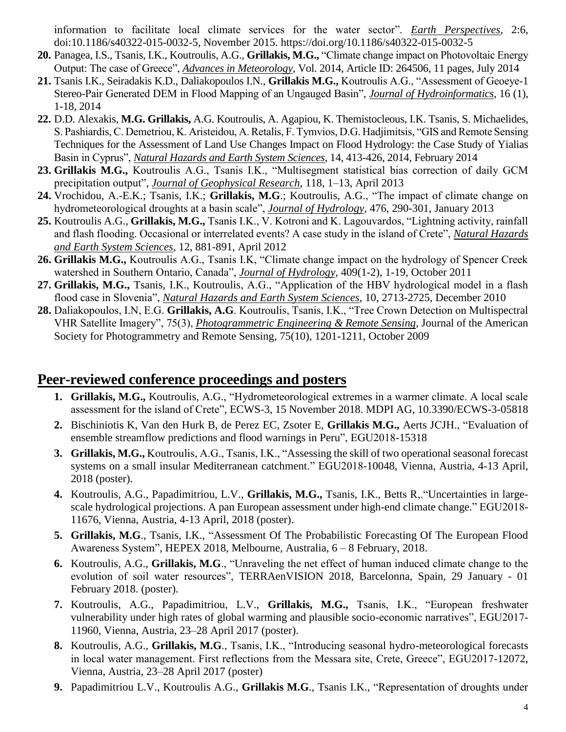information to facilitate local climate services for the water sector". *Earth Perspectives*, 2:6, doi:10.1186/s40322-015-0032-5, November 2015. https://doi.org/10.1186/s40322-015-0032-5

20. Panagea, I.S., Tsanis, I.K., Koutroulis, A.G., **Grillakis, M.G.,** "Climate change impact on Photovoltaic Energy Output: The case of Greece", *Advances in Meteorology*, Vol. 2014, Article ID: 264506, 11 pages, July 2014
21. Tsanis I.K., Seiradakis K.D., Daliakopoulos I.N., **Grillakis M.G.,** Koutroulis A.G., "Assessment of Geoeye-1 Stereo-Pair Generated DEM in Flood Mapping of an Ungauged Basin", *Journal of Hydroinformatics*, 16 (1), 1-18, 2014
22. D.D. Alexakis, **M.G. Grillakis,** A.G. Koutroulis, A. Agapiou, K. Themistocleous, I.K. Tsanis, S. Michaelides, S. Pashiardis, C. Demetriou, K. Aristeidou, A. Retalis, F. Tymvios, D.G. Hadjimitsis, "GIS and Remote Sensing Techniques for the Assessment of Land Use Changes Impact on Flood Hydrology: the Case Study of Yialias Basin in Cyprus", *Natural Hazards and Earth System Sciences*, 14, 413-426, 2014, February 2014
23. **Grillakis M.G.,** Koutroulis A.G., Tsanis I.K., "Multisegment statistical bias correction of daily GCM precipitation output", *Journal of Geophysical Research*, 118, 1–13, April 2013
24. Vrochidou, A.-E.K.; Tsanis, I.K.; **Grillakis, M.G**.; Koutroulis, A.G., "The impact of climate change on hydrometeorological droughts at a basin scale", *Journal of Hydrology*, 476, 290-301, January 2013
25. Koutroulis A.G., **Grillakis, M.G.,** Tsanis I.K., V. Kotroni and K. Lagouvardos, "Lightning activity, rainfall and flash flooding. Occasional or interrelated events? A case study in the island of Crete", *Natural Hazards and Earth System Sciences*, 12, 881-891, April 2012
26. **Grillakis M.G.,** Koutroulis A.G., Tsanis I.K, "Climate change impact on the hydrology of Spencer Creek watershed in Southern Ontario, Canada", *Journal of Hydrology*, 409(1-2), 1-19, October 2011
27. **Grillakis, M.G.,** Tsanis, I.K., Koutroulis, A.G., "Application of the HBV hydrological model in a flash flood case in Slovenia", *Natural Hazards and Earth System Sciences*, 10, 2713-2725, December 2010
28. Daliakopoulos, I.N, E.G. **Grillakis, A.G**. Koutroulis, Tsanis, I.K., "Tree Crown Detection on Multispectral VHR Satellite Imagery", 75(3), *Photogrammetric Engineering & Remote Sensing*, Journal of the American Society for Photogrammetry and Remote Sensing, 75(10), 1201-1211, October 2009

## Peer-reviewed conference proceedings and posters

1. **Grillakis, M.G.,** Koutroulis, A.G., "Hydrometeorological extremes in a warmer climate. A local scale assessment for the island of Crete", ECWS-3, 15 November 2018. MDPI AG, 10.3390/ECWS-3-05818
2. Bischiniotis K, Van den Hurk B, de Perez EC, Zsoter E, **Grillakis M.G.,** Aerts JCJH., "Evaluation of ensemble streamflow predictions and flood warnings in Peru", EGU2018-15318
3. **Grillakis, M.G.,** Koutroulis, A.G., Tsanis, I.K., "Assessing the skill of two operational seasonal forecast systems on a small insular Mediterranean catchment." EGU2018-10048, Vienna, Austria, 4-13 April, 2018 (poster).
4. Koutroulis, A.G., Papadimitriou, L.V., **Grillakis, M.G.,** Tsanis, I.K., Betts R,."Uncertainties in large-scale hydrological projections. A pan European assessment under high-end climate change." EGU2018-11676, Vienna, Austria, 4-13 April, 2018 (poster).
5. **Grillakis, M.G**., Tsanis, I.K., "Assessment Of The Probabilistic Forecasting Of The European Flood Awareness System", HEPEX 2018, Melbourne, Australia, 6 – 8 February, 2018.
6. Koutroulis, A.G., **Grillakis, M.G**., "Unraveling the net effect of human induced climate change to the evolution of soil water resources", TERRAenVISION 2018, Barcelonna, Spain, 29 January - 01 February 2018. (poster).
7. Koutroulis, A.G., Papadimitriou, L.V., **Grillakis, M.G.,** Tsanis, I.K., "European freshwater vulnerability under high rates of global warming and plausible socio-economic narratives", EGU2017-11960, Vienna, Austria, 23–28 April 2017 (poster).
8. Koutroulis, A.G., **Grillakis, M.G**., Tsanis, I.K., "Introducing seasonal hydro-meteorological forecasts in local water management. First reflections from the Messara site, Crete, Greece", EGU2017-12072, Vienna, Austria, 23–28 April 2017 (poster)
9. Papadimitriou L.V., Koutroulis A.G., **Grillakis M.G**., Tsanis I.K., "Representation of droughts under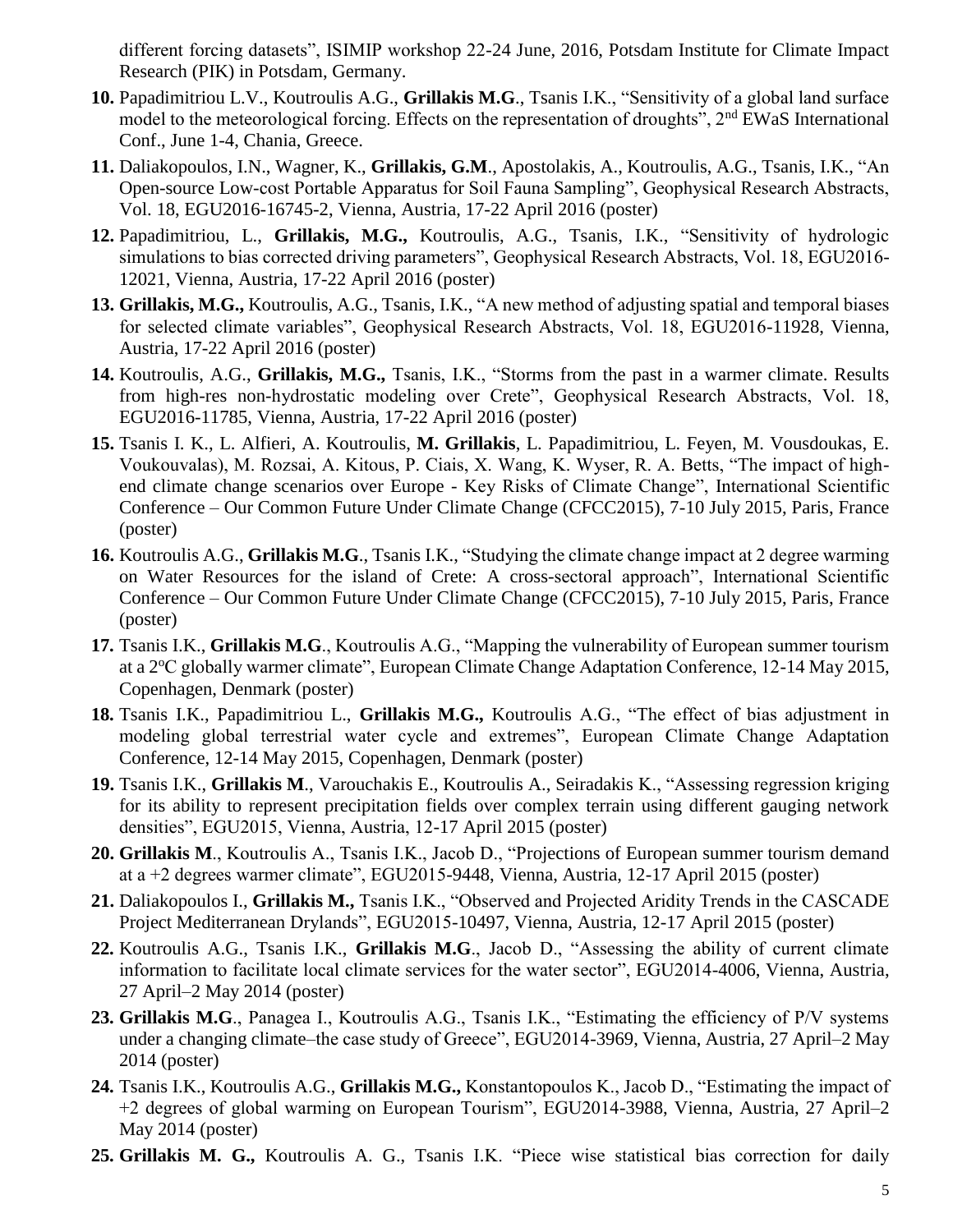different forcing datasets", ISIMIP workshop 22-24 June, 2016, Potsdam Institute for Climate Impact Research (PIK) in Potsdam, Germany.

**10.** Papadimitriou L.V., Koutroulis A.G., **Grillakis M.G**., Tsanis I.K., "Sensitivity of a global land surface model to the meteorological forcing. Effects on the representation of droughts", 2nd EWaS International Conf., June 1-4, Chania, Greece.

**11.** Daliakopoulos, I.N., Wagner, K., **Grillakis, G.M**., Apostolakis, A., Koutroulis, A.G., Tsanis, I.K., "An Open-source Low-cost Portable Apparatus for Soil Fauna Sampling", Geophysical Research Abstracts, Vol. 18, EGU2016-16745-2, Vienna, Austria, 17-22 April 2016 (poster)

**12.** Papadimitriou, L., **Grillakis, M.G.,** Koutroulis, A.G., Tsanis, I.K., "Sensitivity of hydrologic simulations to bias corrected driving parameters", Geophysical Research Abstracts, Vol. 18, EGU2016-12021, Vienna, Austria, 17-22 April 2016 (poster)

**13.** **Grillakis, M.G.,** Koutroulis, A.G., Tsanis, I.K., "A new method of adjusting spatial and temporal biases for selected climate variables", Geophysical Research Abstracts, Vol. 18, EGU2016-11928, Vienna, Austria, 17-22 April 2016 (poster)

**14.** Koutroulis, A.G., **Grillakis, M.G.,** Tsanis, I.K., "Storms from the past in a warmer climate. Results from high-res non-hydrostatic modeling over Crete", Geophysical Research Abstracts, Vol. 18, EGU2016-11785, Vienna, Austria, 17-22 April 2016 (poster)

**15.** Tsanis I. K., L. Alfieri, A. Koutroulis, **M. Grillakis**, L. Papadimitriou, L. Feyen, M. Vousdoukas, E. Voukouvalas), M. Rozsai, A. Kitous, P. Ciais, X. Wang, K. Wyser, R. A. Betts, "The impact of high-end climate change scenarios over Europe - Key Risks of Climate Change", International Scientific Conference – Our Common Future Under Climate Change (CFCC2015), 7-10 July 2015, Paris, France (poster)

**16.** Koutroulis A.G., **Grillakis M.G**., Tsanis I.K., "Studying the climate change impact at 2 degree warming on Water Resources for the island of Crete: A cross-sectoral approach", International Scientific Conference – Our Common Future Under Climate Change (CFCC2015), 7-10 July 2015, Paris, France (poster)

**17.** Tsanis I.K., **Grillakis M.G**., Koutroulis A.G., "Mapping the vulnerability of European summer tourism at a 2ºC globally warmer climate", European Climate Change Adaptation Conference, 12-14 May 2015, Copenhagen, Denmark (poster)

**18.** Tsanis I.K., Papadimitriou L., **Grillakis M.G.,** Koutroulis A.G., "The effect of bias adjustment in modeling global terrestrial water cycle and extremes", European Climate Change Adaptation Conference, 12-14 May 2015, Copenhagen, Denmark (poster)

**19.** Tsanis I.K., **Grillakis M**., Varouchakis E., Koutroulis A., Seiradakis K., "Assessing regression kriging for its ability to represent precipitation fields over complex terrain using different gauging network densities", EGU2015, Vienna, Austria, 12-17 April 2015 (poster)

**20.** **Grillakis M**., Koutroulis A., Tsanis I.K., Jacob D., "Projections of European summer tourism demand at a +2 degrees warmer climate", EGU2015-9448, Vienna, Austria, 12-17 April 2015 (poster)

**21.** Daliakopoulos I., **Grillakis M.,** Tsanis I.K., "Observed and Projected Aridity Trends in the CASCADE Project Mediterranean Drylands", EGU2015-10497, Vienna, Austria, 12-17 April 2015 (poster)

**22.** Koutroulis A.G., Tsanis I.K., **Grillakis M.G**., Jacob D., "Assessing the ability of current climate information to facilitate local climate services for the water sector", EGU2014-4006, Vienna, Austria, 27 April–2 May 2014 (poster)

**23.** **Grillakis M.G**., Panagea I., Koutroulis A.G., Tsanis I.K., "Estimating the efficiency of P/V systems under a changing climate–the case study of Greece", EGU2014-3969, Vienna, Austria, 27 April–2 May 2014 (poster)

**24.** Tsanis I.K., Koutroulis A.G., **Grillakis M.G.,** Konstantopoulos K., Jacob D., "Estimating the impact of +2 degrees of global warming on European Tourism", EGU2014-3988, Vienna, Austria, 27 April–2 May 2014 (poster)

**25.** **Grillakis M. G.,** Koutroulis A. G., Tsanis I.K. "Piece wise statistical bias correction for daily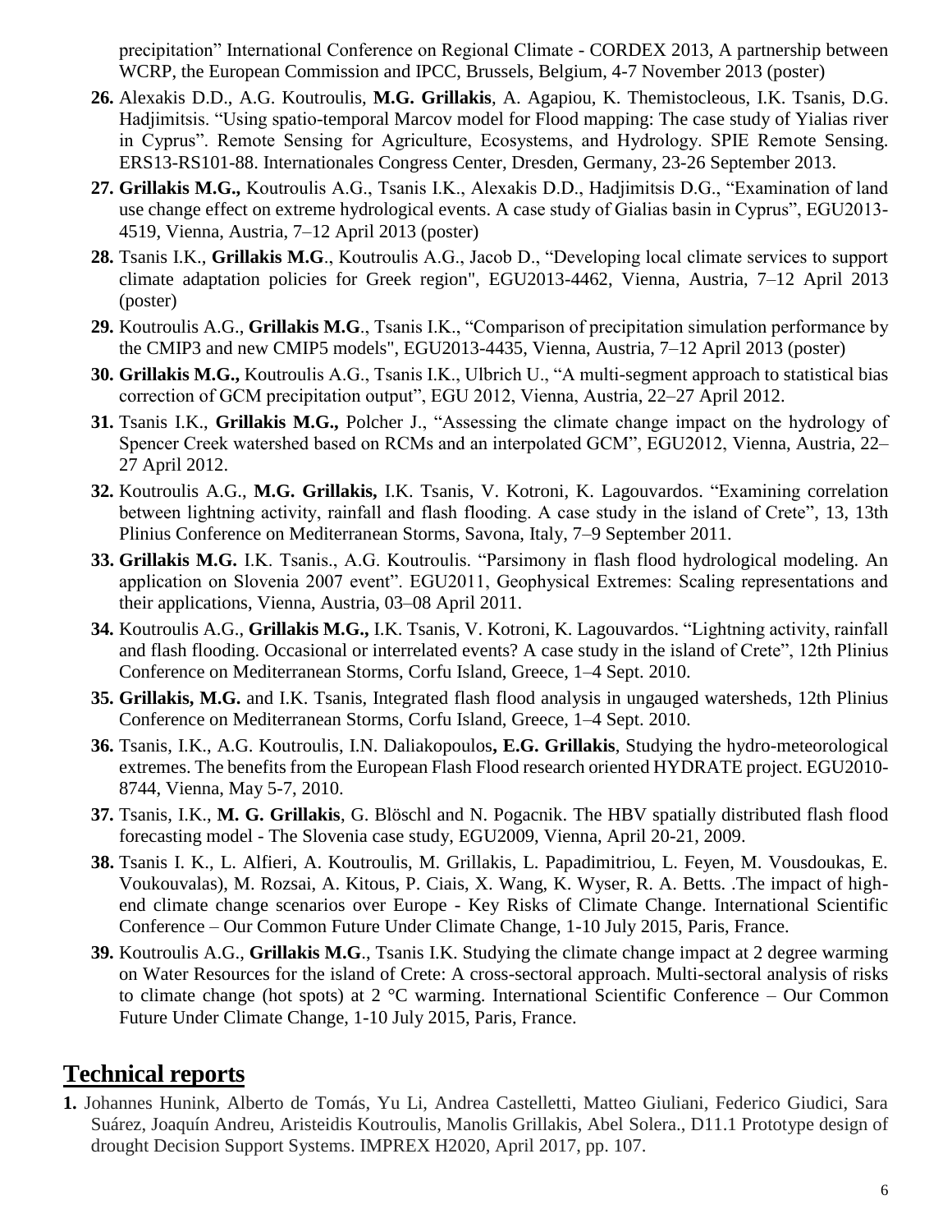precipitation" International Conference on Regional Climate - CORDEX 2013, A partnership between WCRP, the European Commission and IPCC, Brussels, Belgium, 4-7 November 2013 (poster)

26. Alexakis D.D., A.G. Koutroulis, **M.G. Grillakis**, A. Agapiou, K. Themistocleous, I.K. Tsanis, D.G. Hadjimitsis. "Using spatio-temporal Marcov model for Flood mapping: The case study of Yialias river in Cyprus". Remote Sensing for Agriculture, Ecosystems, and Hydrology. SPIE Remote Sensing. ERS13-RS101-88. Internationales Congress Center, Dresden, Germany, 23-26 September 2013.
27. **Grillakis M.G.,** Koutroulis A.G., Tsanis I.K., Alexakis D.D., Hadjimitsis D.G., "Examination of land use change effect on extreme hydrological events. A case study of Gialias basin in Cyprus", EGU2013-4519, Vienna, Austria, 7–12 April 2013 (poster)
28. Tsanis I.K., **Grillakis M.G**., Koutroulis A.G., Jacob D., "Developing local climate services to support climate adaptation policies for Greek region", EGU2013-4462, Vienna, Austria, 7–12 April 2013 (poster)
29. Koutroulis A.G., **Grillakis M.G**., Tsanis I.K., "Comparison of precipitation simulation performance by the CMIP3 and new CMIP5 models", EGU2013-4435, Vienna, Austria, 7–12 April 2013 (poster)
30. **Grillakis M.G.,** Koutroulis A.G., Tsanis I.K., Ulbrich U., "A multi-segment approach to statistical bias correction of GCM precipitation output", EGU 2012, Vienna, Austria, 22–27 April 2012.
31. Tsanis I.K., **Grillakis M.G.,** Polcher J., "Assessing the climate change impact on the hydrology of Spencer Creek watershed based on RCMs and an interpolated GCM", EGU2012, Vienna, Austria, 22–27 April 2012.
32. Koutroulis A.G., **M.G. Grillakis,** I.K. Tsanis, V. Kotroni, K. Lagouvardos. "Examining correlation between lightning activity, rainfall and flash flooding. A case study in the island of Crete", 13, 13th Plinius Conference on Mediterranean Storms, Savona, Italy, 7–9 September 2011.
33. **Grillakis M.G.** I.K. Tsanis., A.G. Koutroulis. "Parsimony in flash flood hydrological modeling. An application on Slovenia 2007 event". EGU2011, Geophysical Extremes: Scaling representations and their applications, Vienna, Austria, 03–08 April 2011.
34. Koutroulis A.G., **Grillakis M.G.,** I.K. Tsanis, V. Kotroni, K. Lagouvardos. "Lightning activity, rainfall and flash flooding. Occasional or interrelated events? A case study in the island of Crete", 12th Plinius Conference on Mediterranean Storms, Corfu Island, Greece, 1–4 Sept. 2010.
35. **Grillakis, M.G.** and I.K. Tsanis, Integrated flash flood analysis in ungauged watersheds, 12th Plinius Conference on Mediterranean Storms, Corfu Island, Greece, 1–4 Sept. 2010.
36. Tsanis, I.K., A.G. Koutroulis, I.N. Daliakopoulos**, E.G. Grillakis**, Studying the hydro-meteorological extremes. The benefits from the European Flash Flood research oriented HYDRATE project. EGU2010-8744, Vienna, May 5-7, 2010.
37. Tsanis, I.K., **M. G. Grillakis**, G. Blöschl and N. Pogacnik. The HBV spatially distributed flash flood forecasting model - The Slovenia case study, EGU2009, Vienna, April 20-21, 2009.
38. Tsanis I. K., L. Alfieri, A. Koutroulis, M. Grillakis, L. Papadimitriou, L. Feyen, M. Vousdoukas, E. Voukouvalas), M. Rozsai, A. Kitous, P. Ciais, X. Wang, K. Wyser, R. A. Betts. .The impact of high-end climate change scenarios over Europe - Key Risks of Climate Change. International Scientific Conference – Our Common Future Under Climate Change, 1-10 July 2015, Paris, France.
39. Koutroulis A.G., **Grillakis M.G**., Tsanis I.K. Studying the climate change impact at 2 degree warming on Water Resources for the island of Crete: A cross-sectoral approach. Multi-sectoral analysis of risks to climate change (hot spots) at 2 °C warming. International Scientific Conference – Our Common Future Under Climate Change, 1-10 July 2015, Paris, France.

## Technical reports

1. Johannes Hunink, Alberto de Tomás, Yu Li, Andrea Castelletti, Matteo Giuliani, Federico Giudici, Sara Suárez, Joaquín Andreu, Aristeidis Koutroulis, Manolis Grillakis, Abel Solera., D11.1 Prototype design of drought Decision Support Systems. IMPREX H2020, April 2017, pp. 107.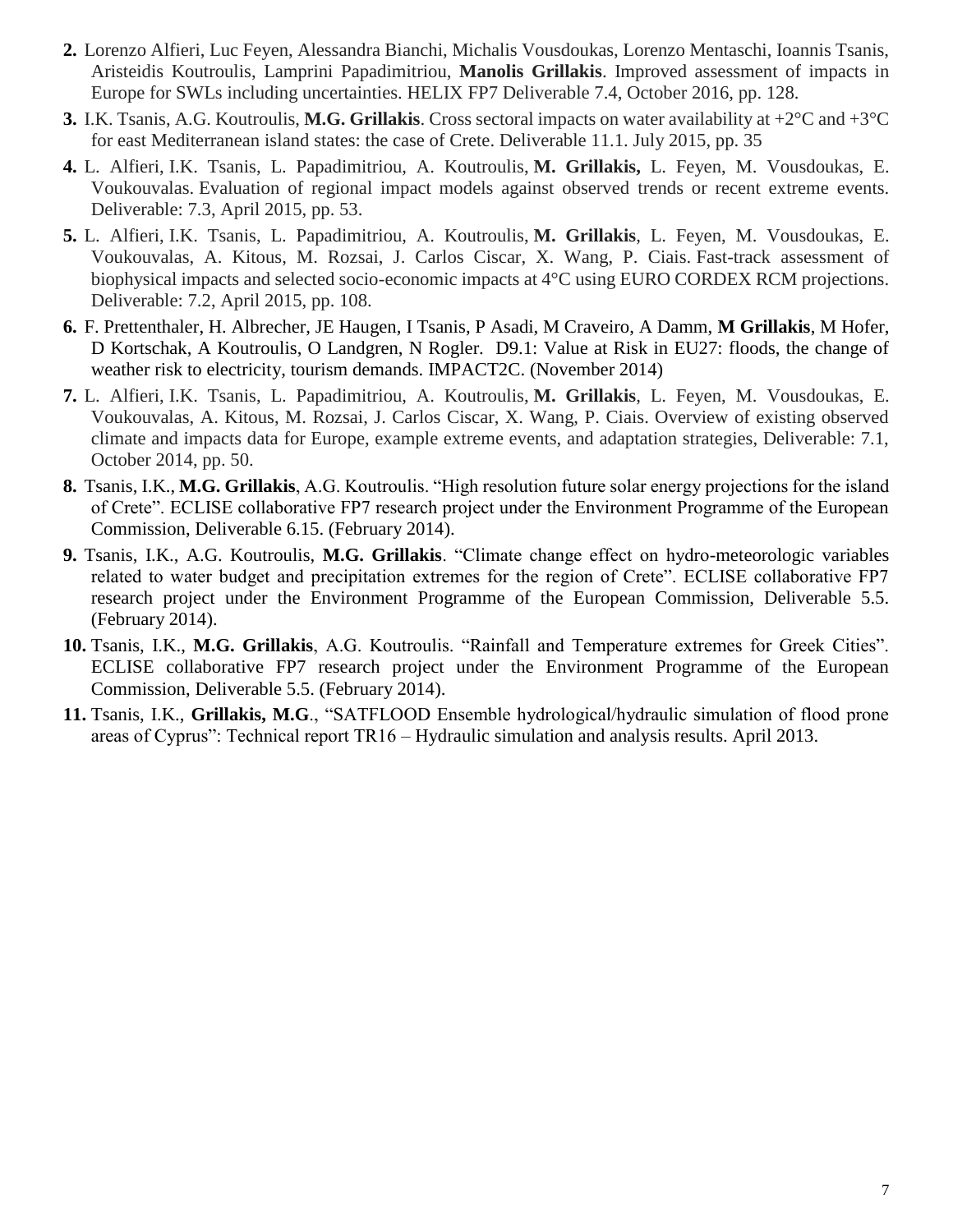2. Lorenzo Alfieri, Luc Feyen, Alessandra Bianchi, Michalis Vousdoukas, Lorenzo Mentaschi, Ioannis Tsanis, Aristeidis Koutroulis, Lamprini Papadimitriou, **Manolis Grillakis**. Improved assessment of impacts in Europe for SWLs including uncertainties. HELIX FP7 Deliverable 7.4, October 2016, pp. 128.
3. I.K. Tsanis, A.G. Koutroulis, **M.G. Grillakis**. Cross sectoral impacts on water availability at +2°C and +3°C for east Mediterranean island states: the case of Crete. Deliverable 11.1. July 2015, pp. 35
4. L. Alfieri, I.K. Tsanis, L. Papadimitriou, A. Koutroulis, **M. Grillakis,** L. Feyen, M. Vousdoukas, E. Voukouvalas. Evaluation of regional impact models against observed trends or recent extreme events. Deliverable: 7.3, April 2015, pp. 53.
5. L. Alfieri, I.K. Tsanis, L. Papadimitriou, A. Koutroulis, **M. Grillakis**, L. Feyen, M. Vousdoukas, E. Voukouvalas, A. Kitous, M. Rozsai, J. Carlos Ciscar, X. Wang, P. Ciais. Fast-track assessment of biophysical impacts and selected socio-economic impacts at 4°C using EURO CORDEX RCM projections. Deliverable: 7.2, April 2015, pp. 108.
6. F. Prettenthaler, H. Albrecher, JE Haugen, I Tsanis, P Asadi, M Craveiro, A Damm, **M Grillakis**, M Hofer, D Kortschak, A Koutroulis, O Landgren, N Rogler. D9.1: Value at Risk in EU27: floods, the change of weather risk to electricity, tourism demands. IMPACT2C. (November 2014)
7. L. Alfieri, I.K. Tsanis, L. Papadimitriou, A. Koutroulis, **M. Grillakis**, L. Feyen, M. Vousdoukas, E. Voukouvalas, A. Kitous, M. Rozsai, J. Carlos Ciscar, X. Wang, P. Ciais. Overview of existing observed climate and impacts data for Europe, example extreme events, and adaptation strategies, Deliverable: 7.1, October 2014, pp. 50.
8. Tsanis, I.K., **M.G. Grillakis**, A.G. Koutroulis. "High resolution future solar energy projections for the island of Crete". ECLISE collaborative FP7 research project under the Environment Programme of the European Commission, Deliverable 6.15. (February 2014).
9. Tsanis, I.K., A.G. Koutroulis, **M.G. Grillakis**. "Climate change effect on hydro-meteorologic variables related to water budget and precipitation extremes for the region of Crete". ECLISE collaborative FP7 research project under the Environment Programme of the European Commission, Deliverable 5.5. (February 2014).
10. Tsanis, I.K., **M.G. Grillakis**, A.G. Koutroulis. "Rainfall and Temperature extremes for Greek Cities". ECLISE collaborative FP7 research project under the Environment Programme of the European Commission, Deliverable 5.5. (February 2014).
11. Tsanis, I.K., **Grillakis, M.G**., "SATFLOOD Ensemble hydrological/hydraulic simulation of flood prone areas of Cyprus": Technical report TR16 – Hydraulic simulation and analysis results. April 2013.